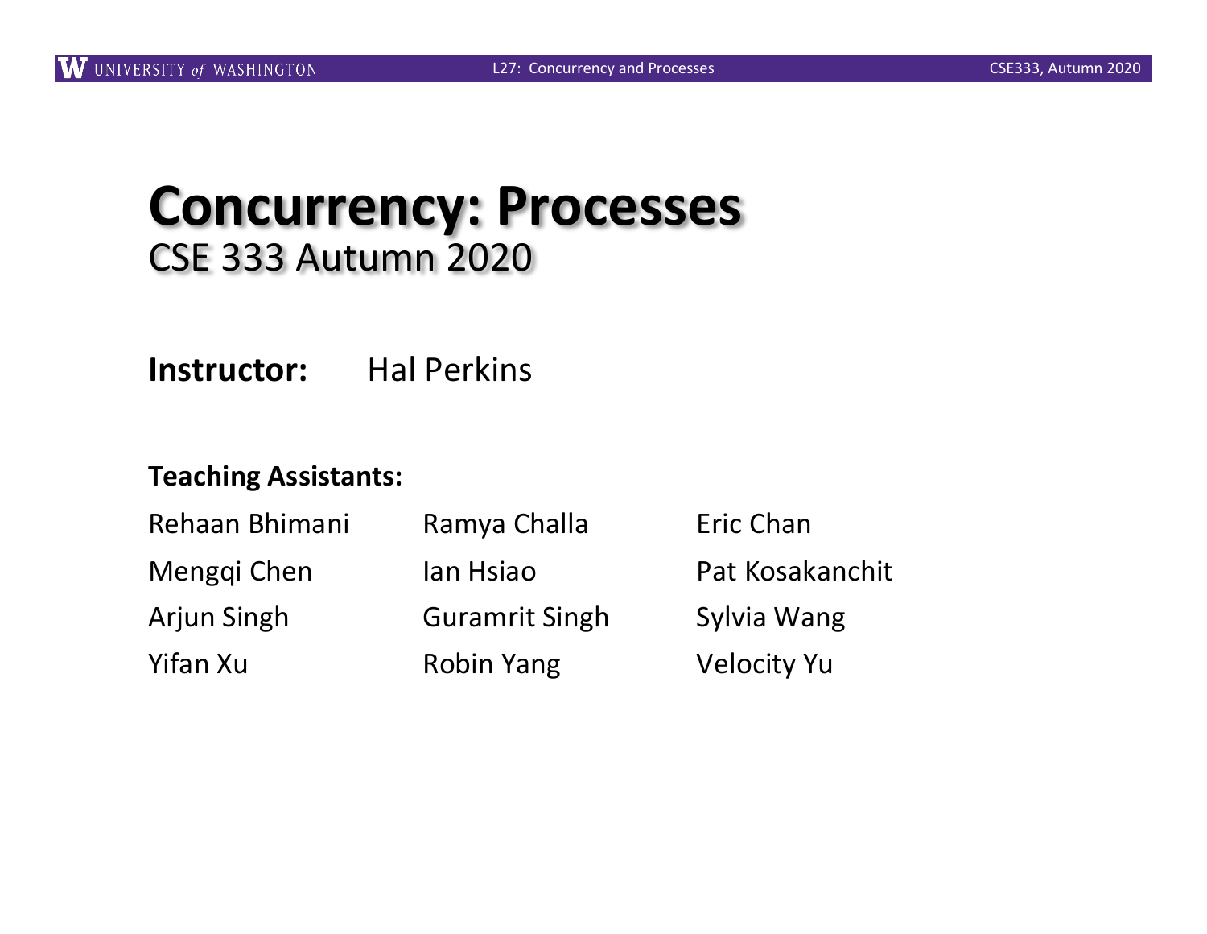# Concurrency: Processes

## CSE 333 Autumn 2020

**Instructor:** Hal Perkins

**Teaching Assistants:**

| | | |
|---|---|---|
| Rehaan Bhimani | Ramya Challa | Eric Chan |
| Mengqi Chen | Ian Hsiao | Pat Kosakanchit |
| Arjun Singh | Guramrit Singh | Sylvia Wang |
| Yifan Xu | Robin Yang | Velocity Yu |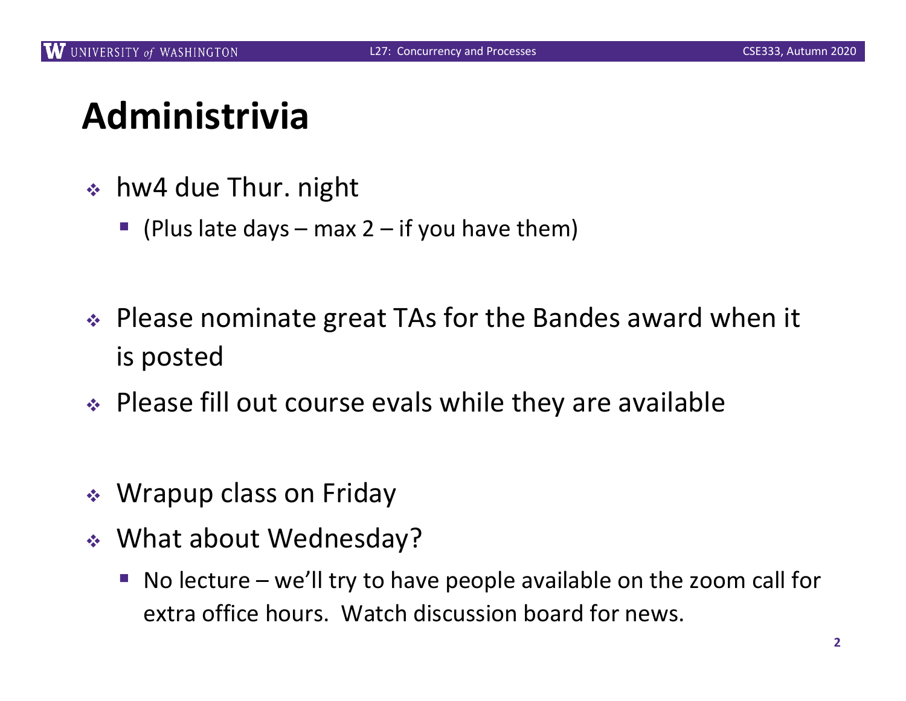# Administrivia

- hw4 due Thur. night
  - (Plus late days – max 2 – if you have them)

- Please nominate great TAs for the Bandes award when it is posted
- Please fill out course evals while they are available

- Wrapup class on Friday
- What about Wednesday?
  - No lecture – we'll try to have people available on the zoom call for extra office hours. Watch discussion board for news.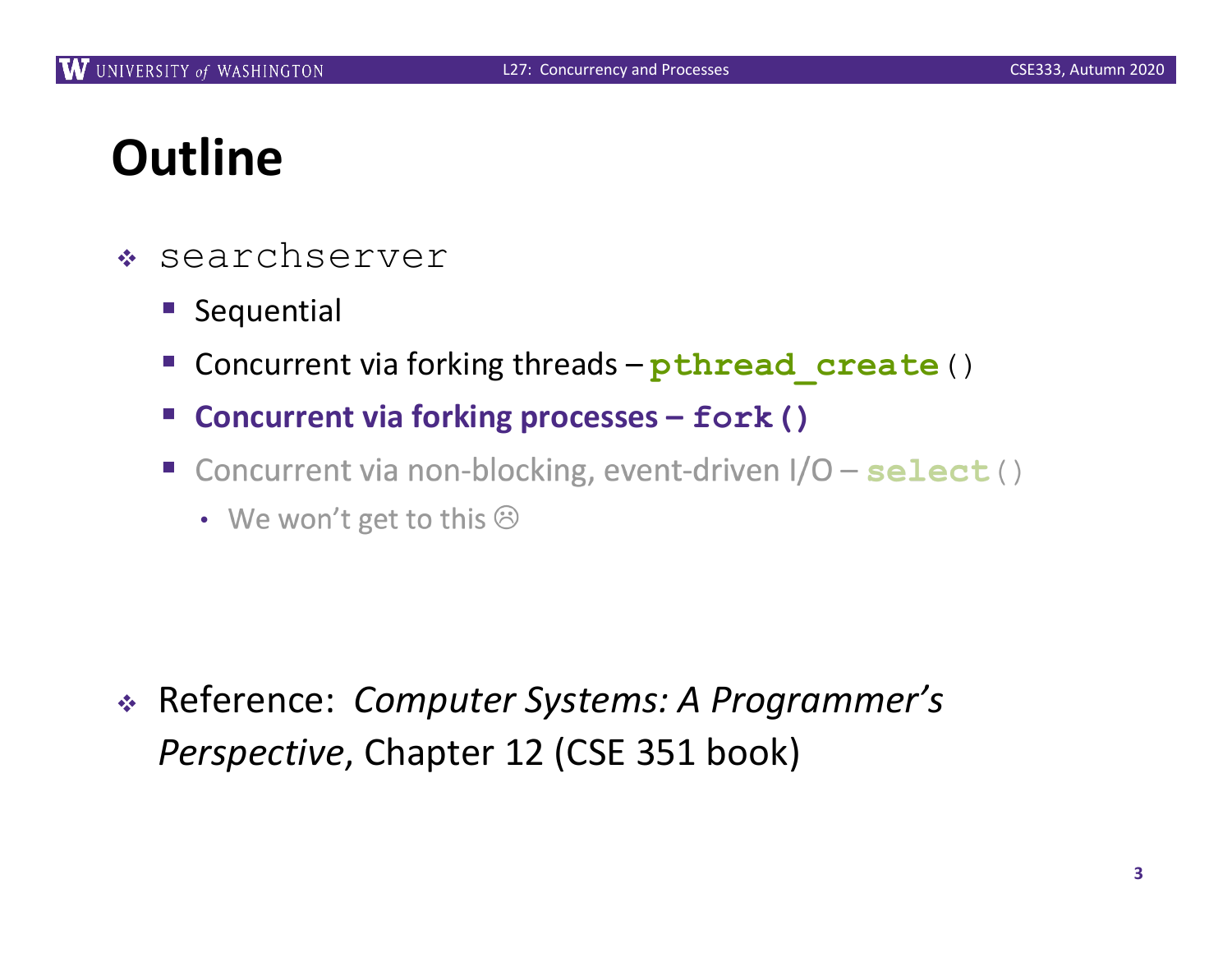# Outline

- `searchserver`
  - Sequential
  - Concurrent via forking threads – **`pthread_create`**`()`
  - **Concurrent via forking processes – `fork()`**
  - Concurrent via non-blocking, event-driven I/O – **`select`**`()`
    - We won't get to this ☹

- Reference: *Computer Systems: A Programmer's Perspective*, Chapter 12 (CSE 351 book)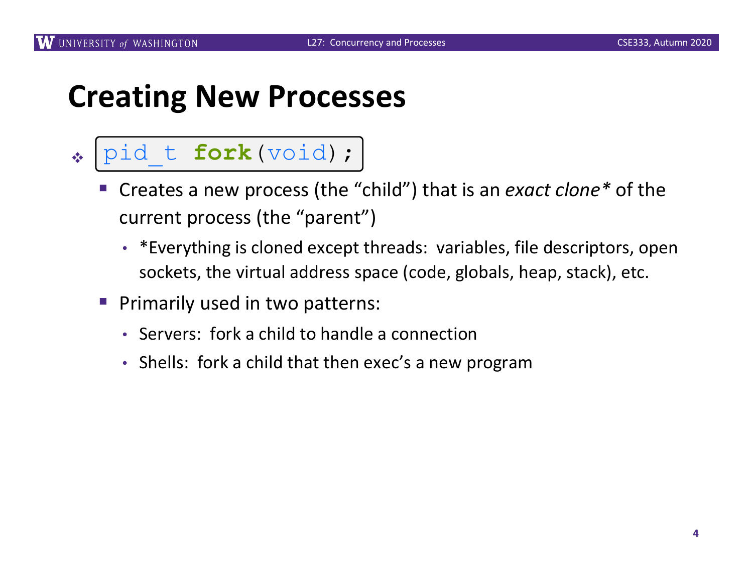# Creating New Processes

- `pid_t fork(void);`
  - Creates a new process (the "child") that is an *exact clone\** of the current process (the "parent")
    - *Everything is cloned except threads: variables, file descriptors, open sockets, the virtual address space (code, globals, heap, stack), etc.
  - Primarily used in two patterns:
    - Servers: fork a child to handle a connection
    - Shells: fork a child that then exec's a new program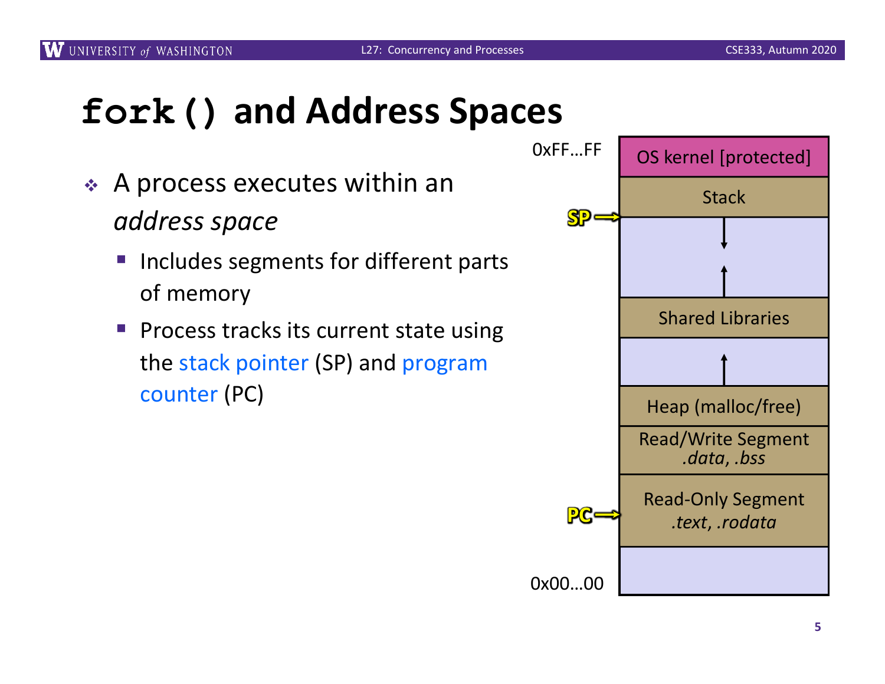# `fork()` and Address Spaces

- A process executes within an *address space*
  - Includes segments for different parts of memory
  - Process tracks its current state using the stack pointer (SP) and program counter (PC)

0xFF…FF

| |
|---|
| OS kernel [protected] |
| Stack |
| ↓ (SP) |
| ↑ |
| Shared Libraries |
| ↑ |
| Heap (malloc/free) |
| Read/Write Segment *.data*, *.bss* |
| Read-Only Segment *.text*, *.rodata* (PC) |
| |

0x00…00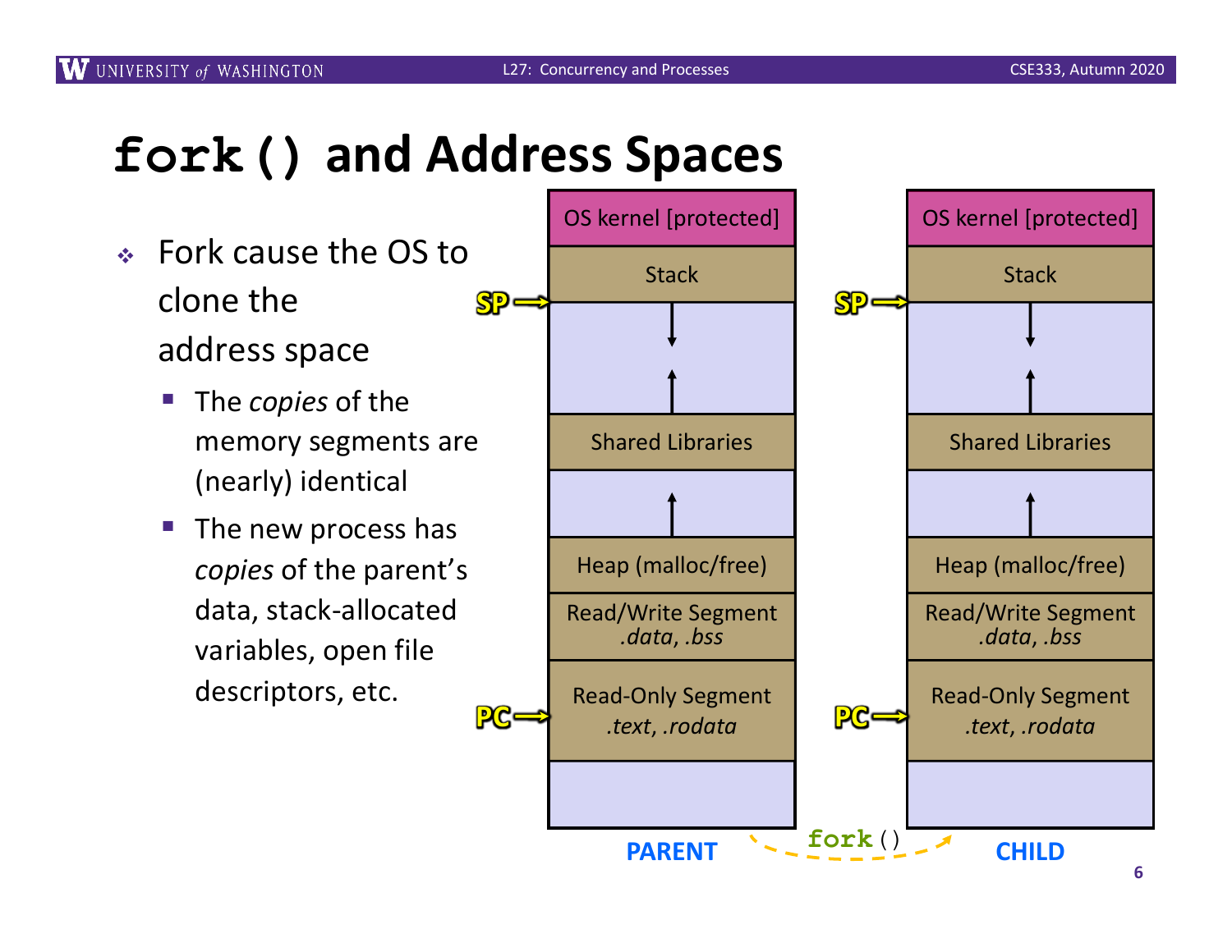# `fork()` and Address Spaces

- Fork cause the OS to clone the address space
  - The *copies* of the memory segments are (nearly) identical
  - The new process has *copies* of the parent's data, stack-allocated variables, open file descriptors, etc.

OS kernel [protected]
Stack
SP
Shared Libraries
Heap (malloc/free)
Read/Write Segment
*.data*, *.bss*
Read-Only Segment
*.text*, *.rodata*
PC
PARENT

`fork()`

OS kernel [protected]
Stack
SP
Shared Libraries
Heap (malloc/free)
Read/Write Segment
*.data*, *.bss*
Read-Only Segment
*.text*, *.rodata*
PC
CHILD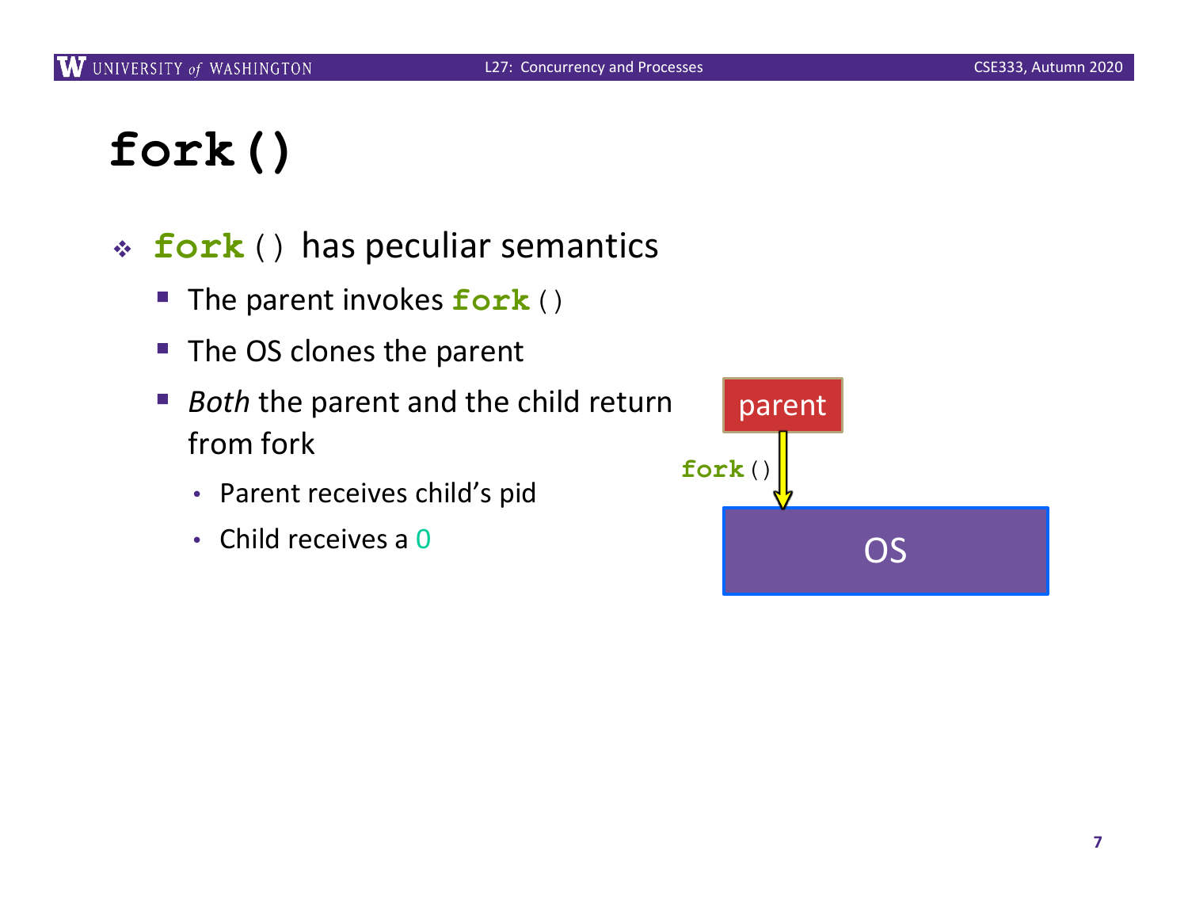# fork()

- `fork()` has peculiar semantics
  - The parent invokes `fork()`
  - The OS clones the parent
  - *Both* the parent and the child return from fork
    - Parent receives child's pid
    - Child receives a 0

parent

`fork()`

OS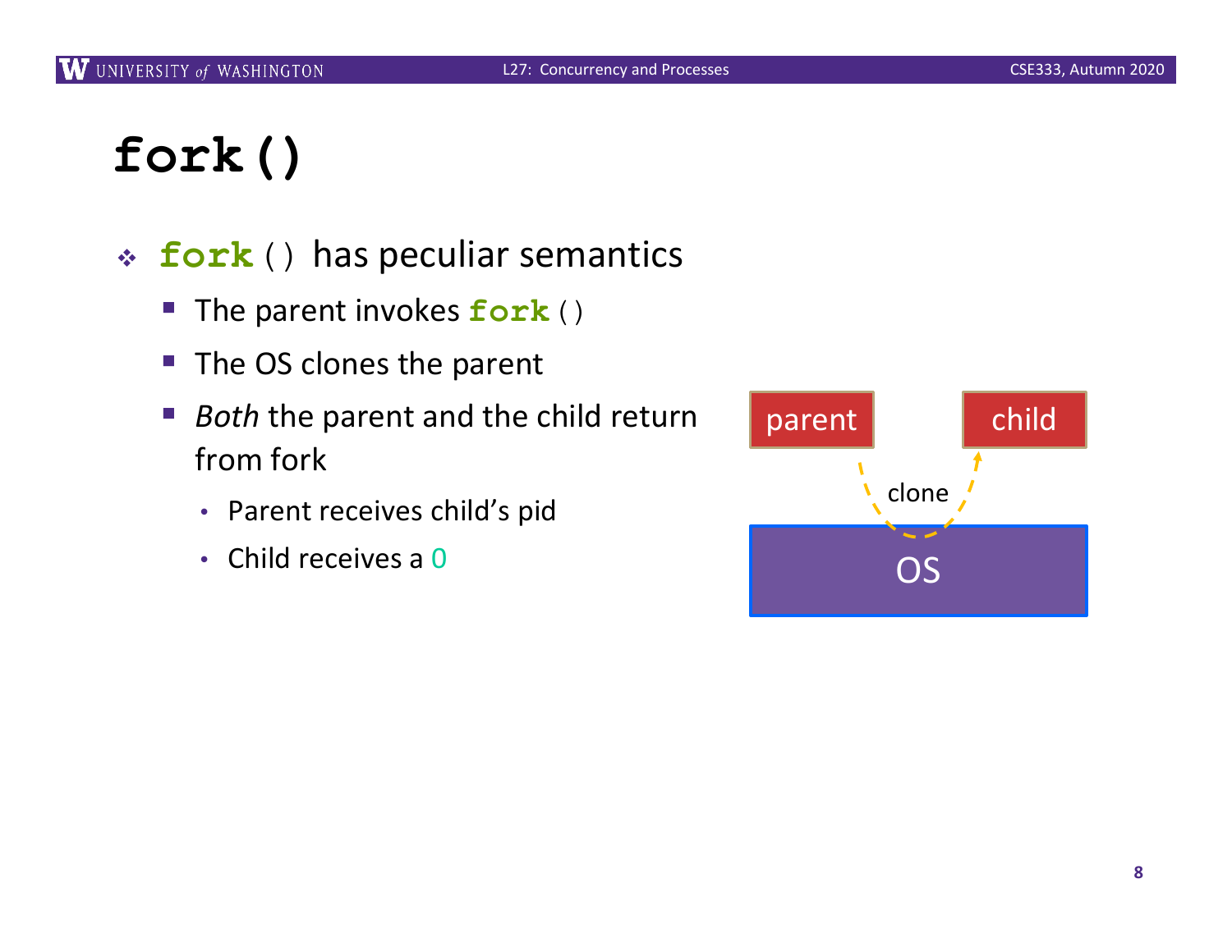# fork()

- **fork**() has peculiar semantics
  - The parent invokes **fork**()
  - The OS clones the parent
  - *Both* the parent and the child return from fork
    - Parent receives child's pid
    - Child receives a 0

parent

child

clone

OS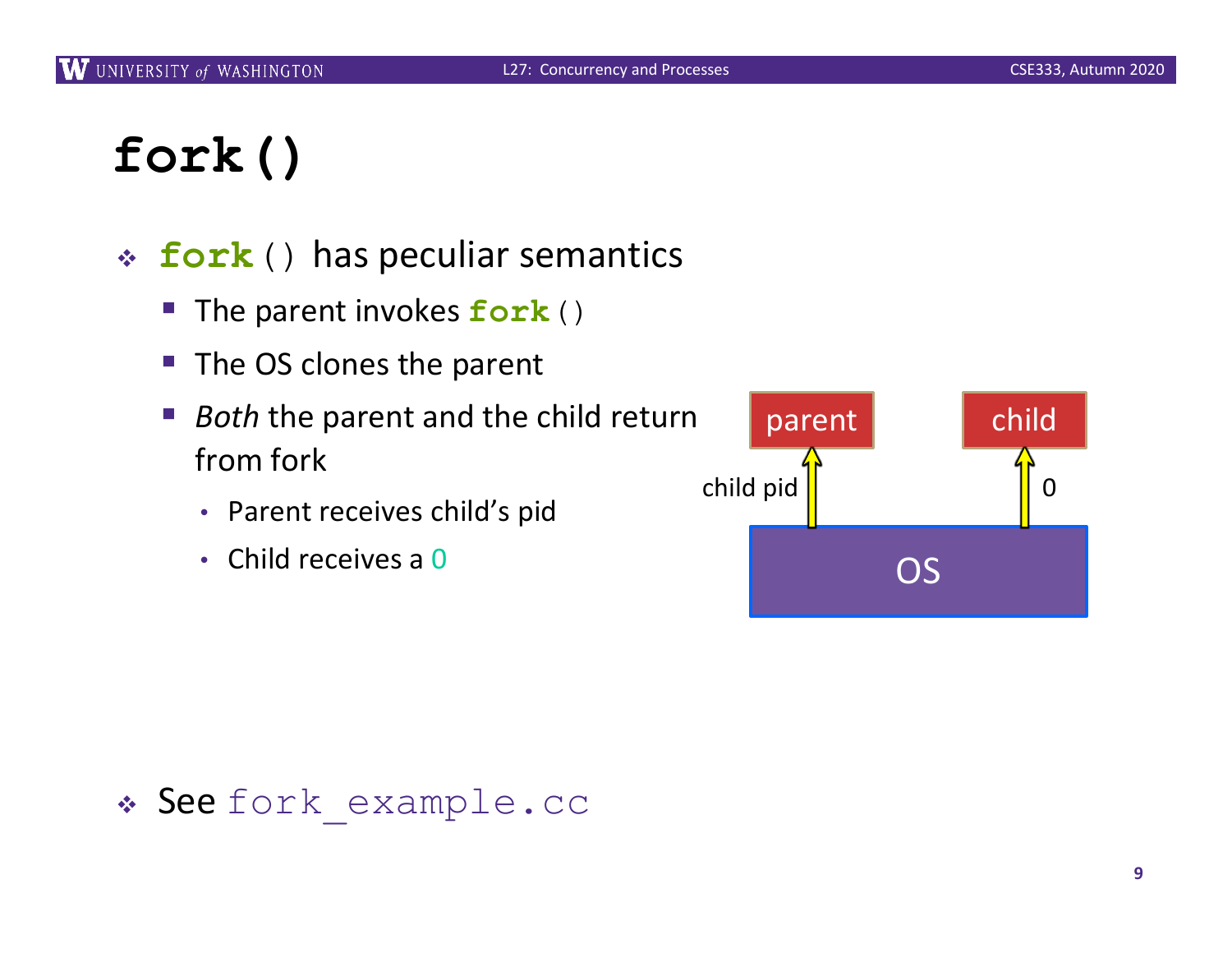# fork()

- **fork**() has peculiar semantics
  - The parent invokes **fork**()
  - The OS clones the parent
  - *Both* the parent and the child return from fork
    - Parent receives child's pid
    - Child receives a 0

parent

child

child pid

0

OS

- See fork_example.cc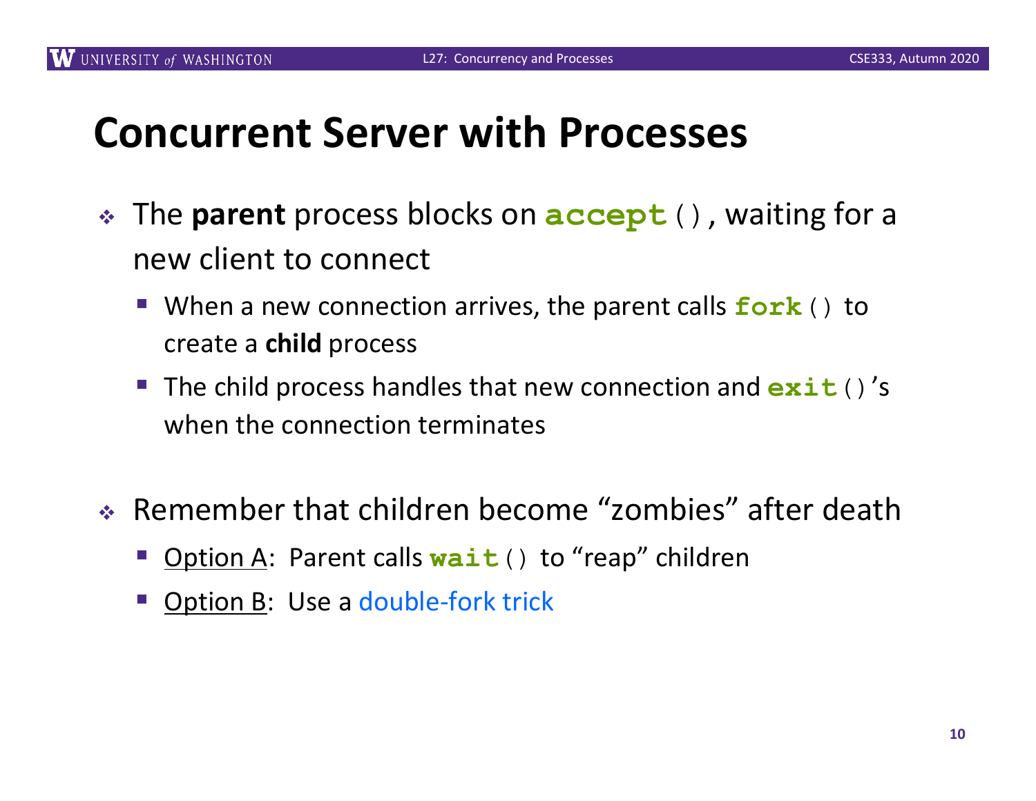# Concurrent Server with Processes

- The **parent** process blocks on `accept()`, waiting for a new client to connect
  - When a new connection arrives, the parent calls `fork()` to create a **child** process
  - The child process handles that new connection and `exit()`'s when the connection terminates

- Remember that children become "zombies" after death
  - Option A: Parent calls `wait()` to "reap" children
  - Option B: Use a double-fork trick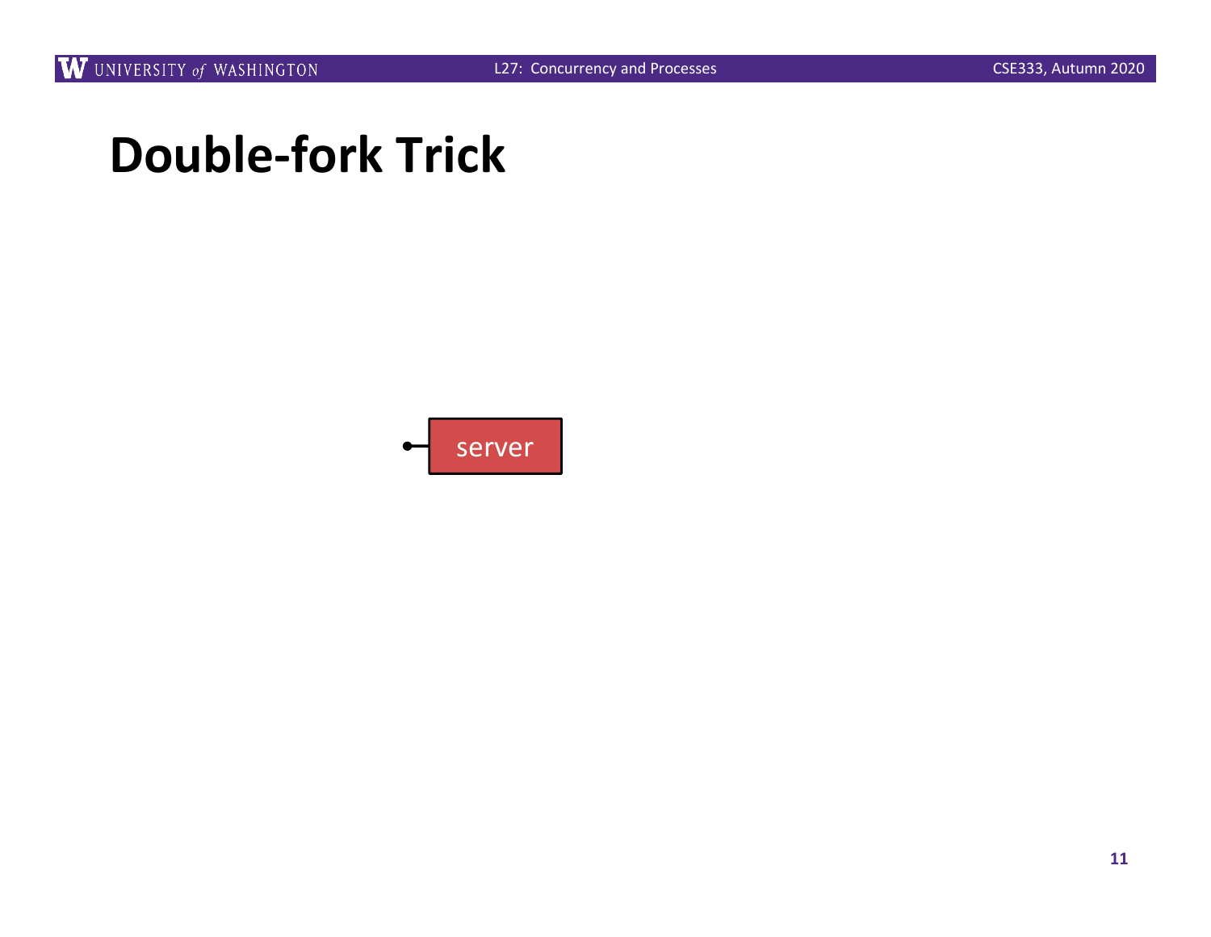# Double-fork Trick

server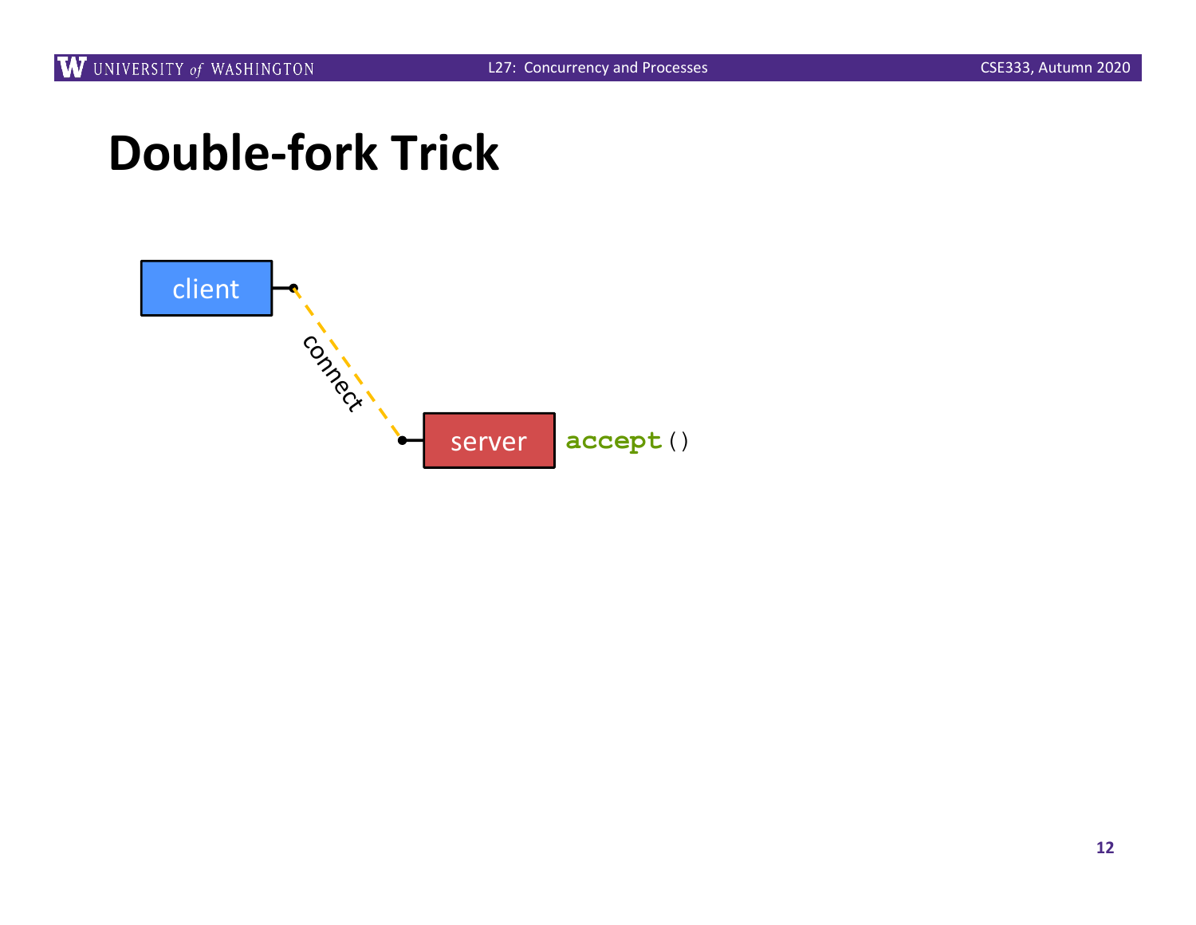# Double-fork Trick

client

connect

server `accept()`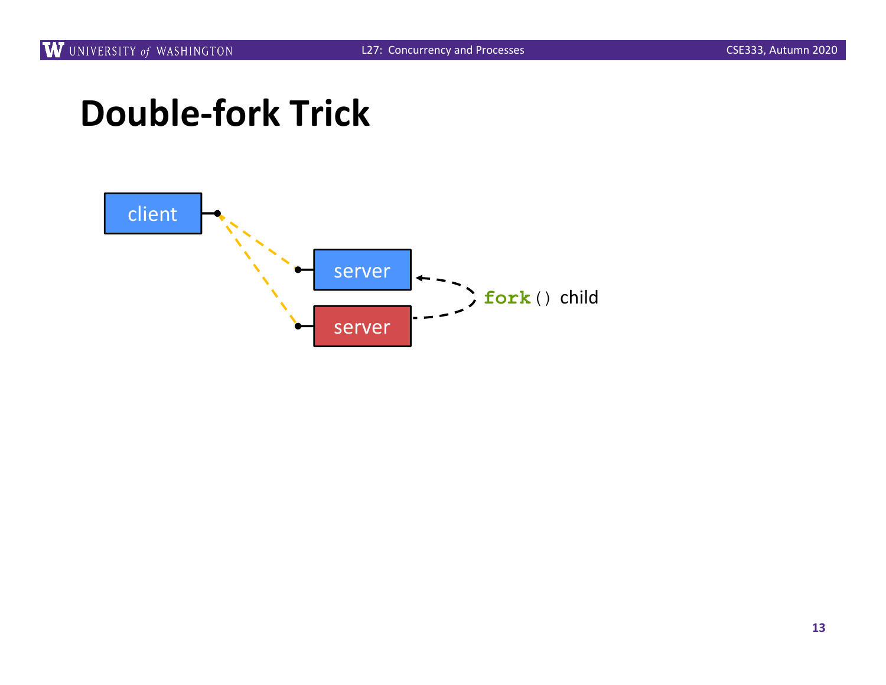# Double-fork Trick

client

server

server

fork() child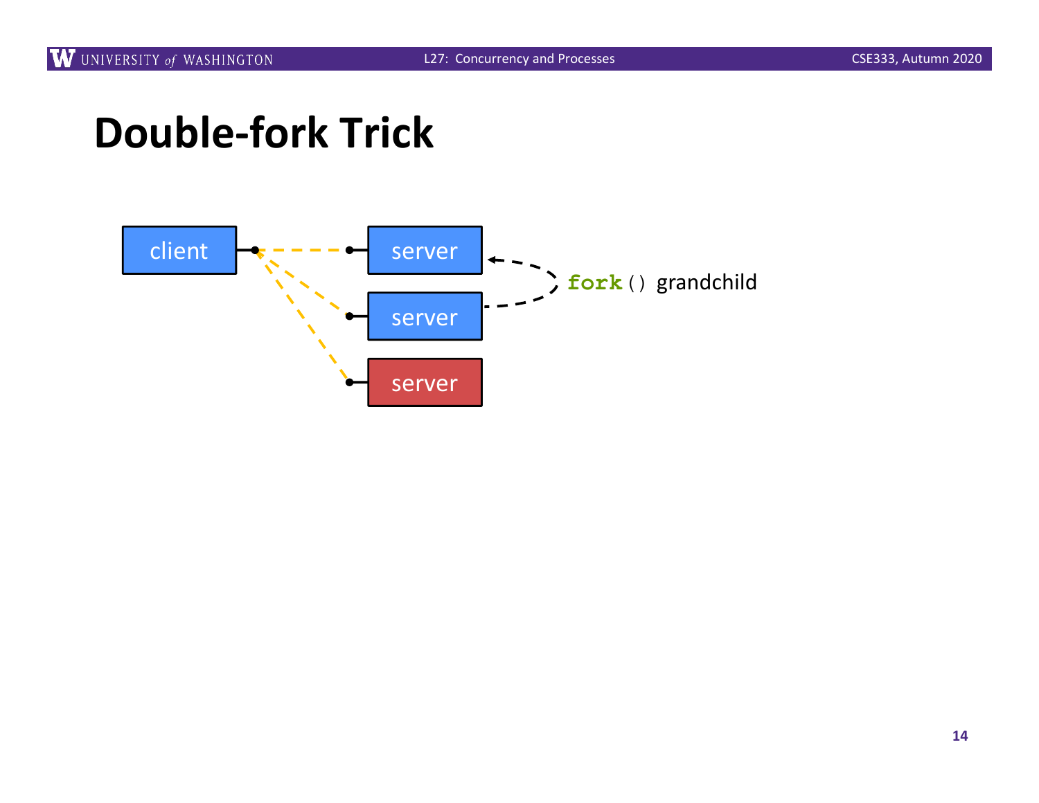# Double-fork Trick

client

server

server

server

fork() grandchild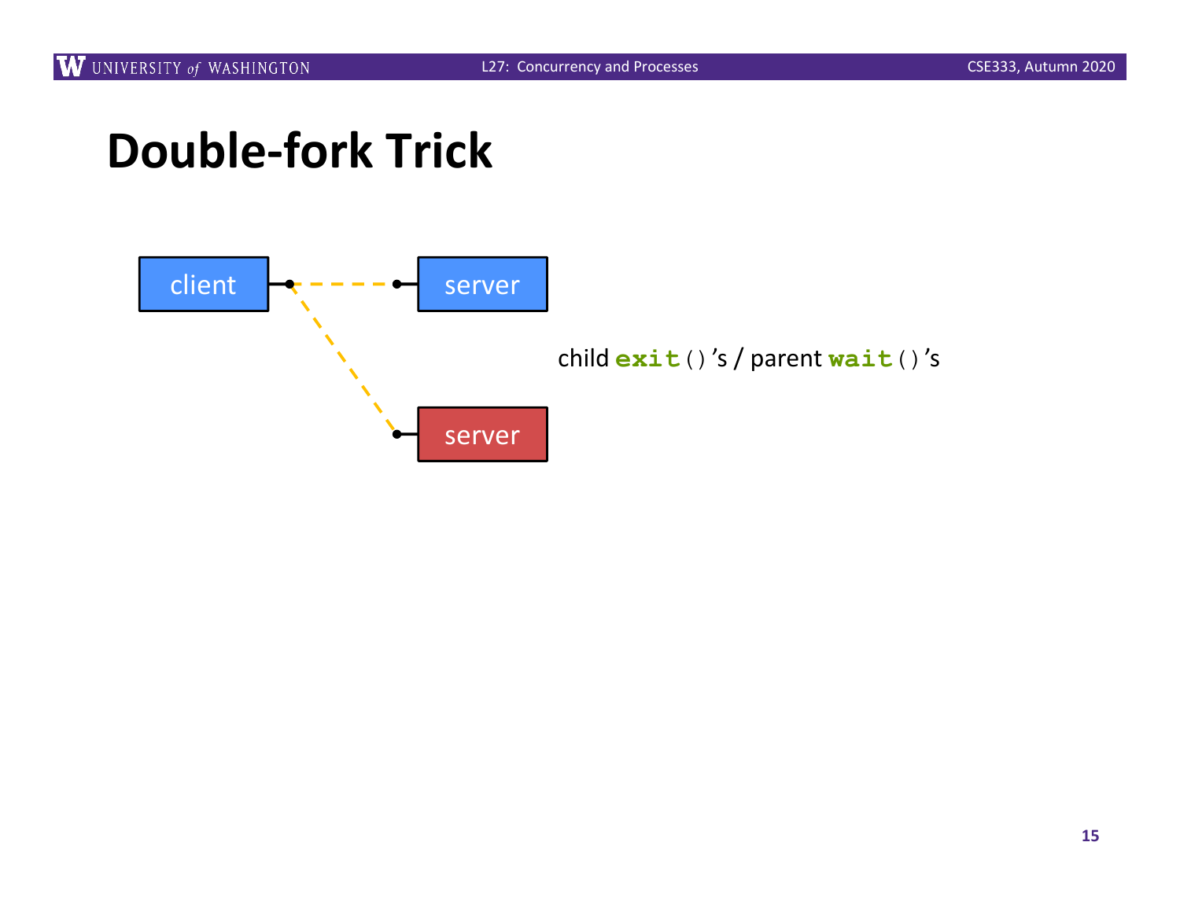# Double-fork Trick

client

server

server

child `exit()`'s / parent `wait()`'s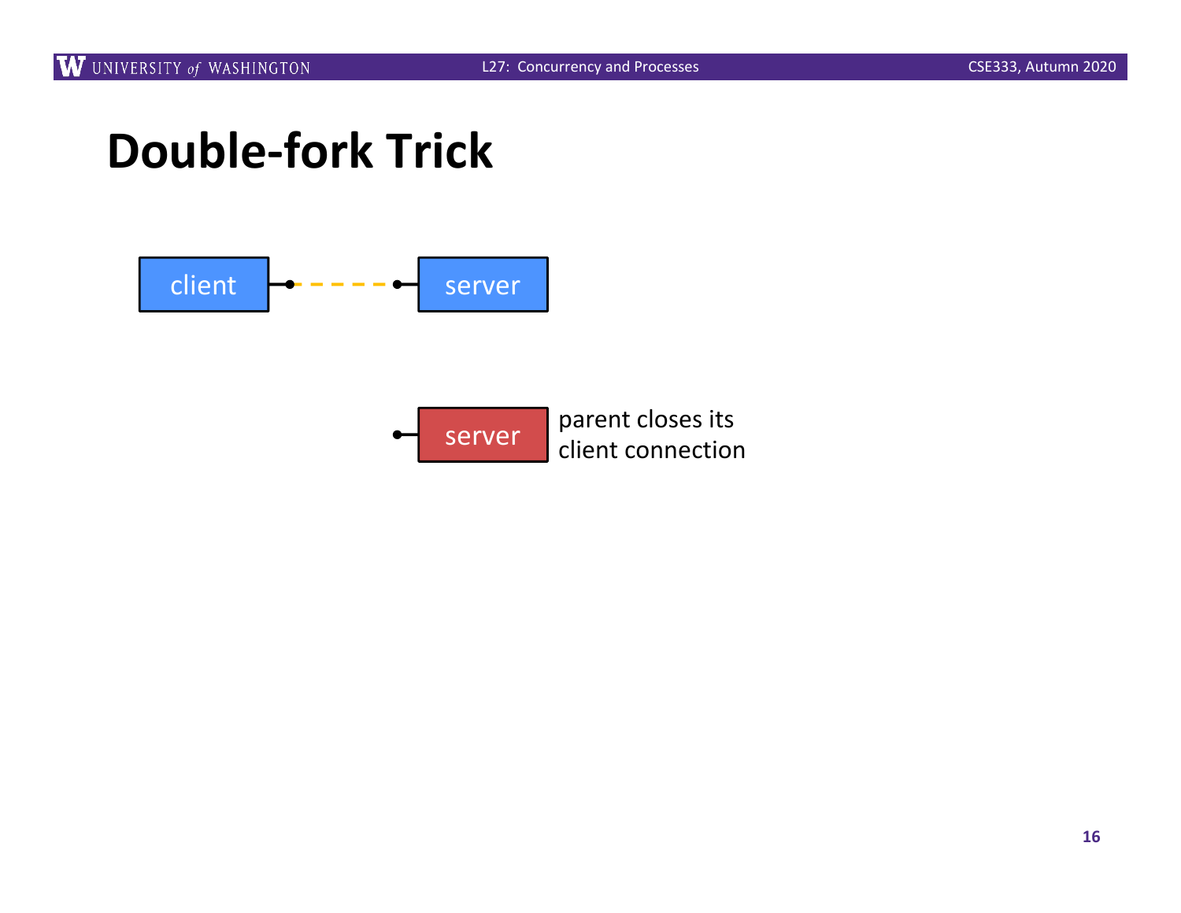# Double-fork Trick

client

server

server

parent closes its client connection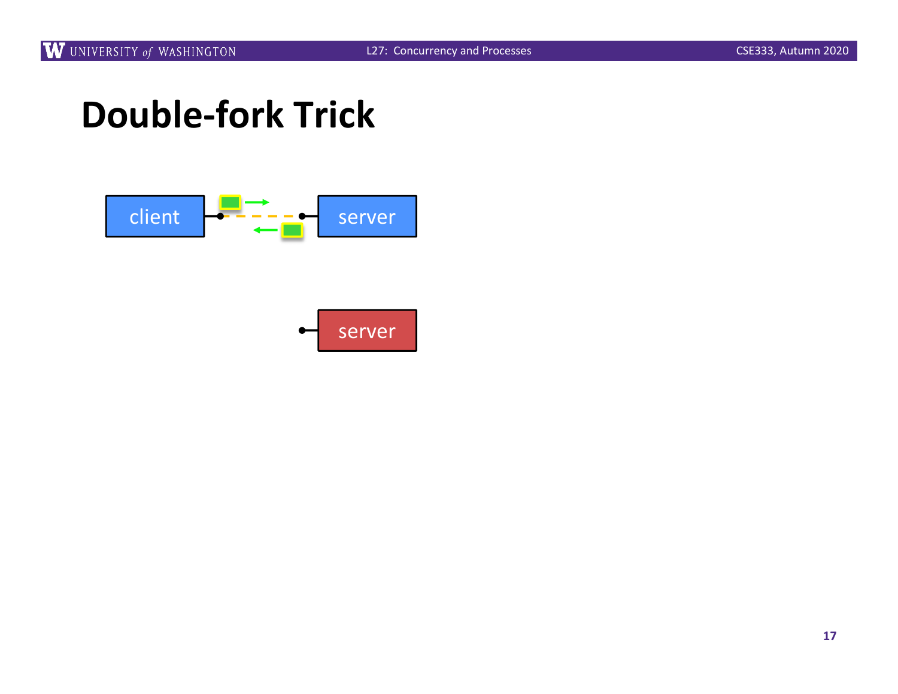# Double-fork Trick

client

server

server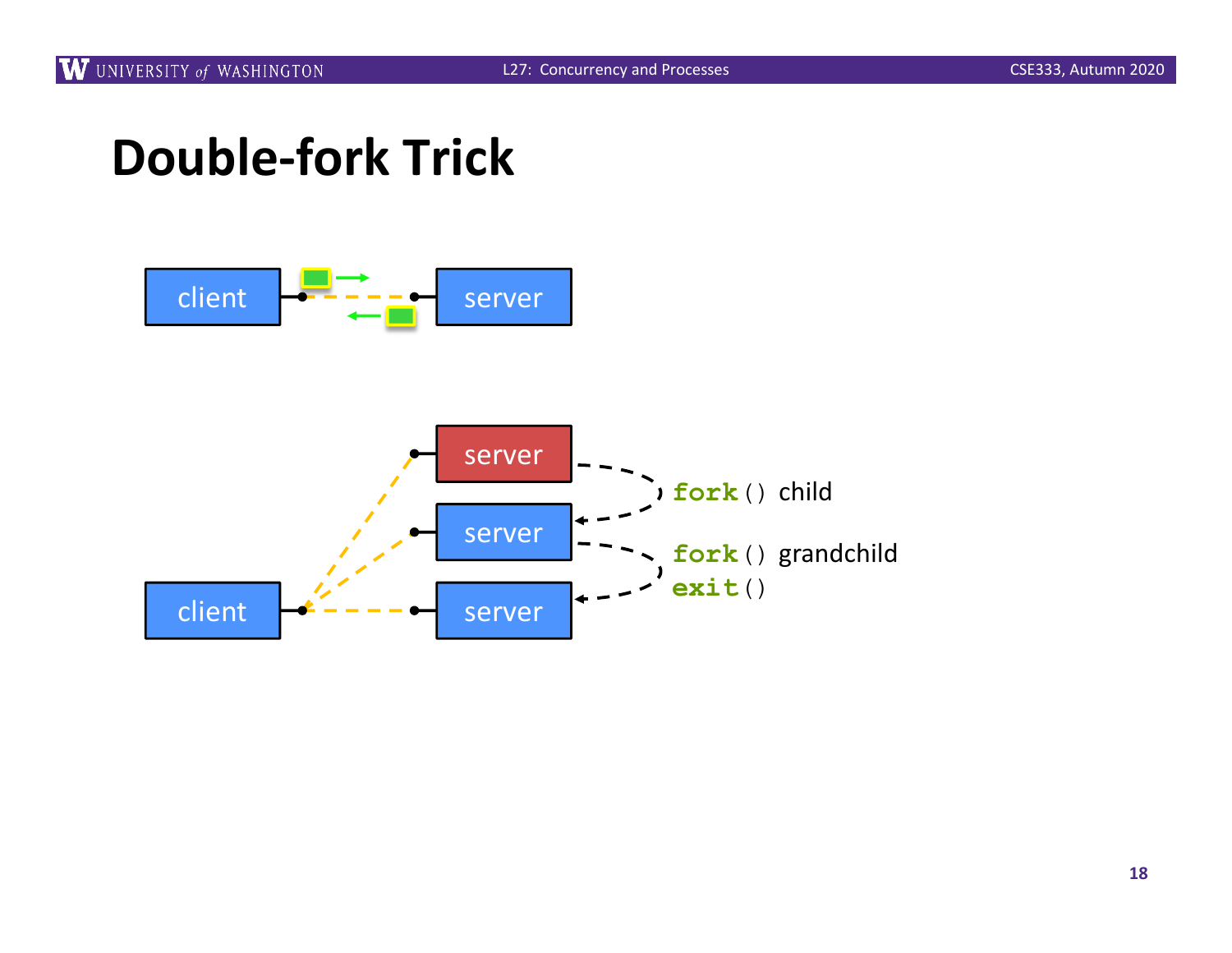# Double-fork Trick

client

server

server

fork() child

server

fork() grandchild
exit()

client

server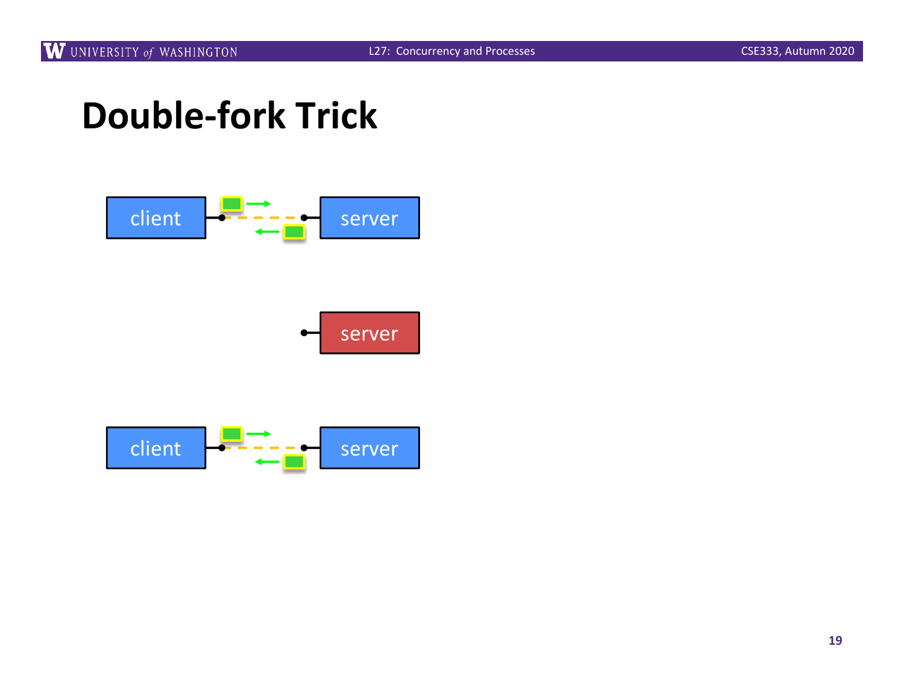# Double-fork Trick

client

server

server

client

server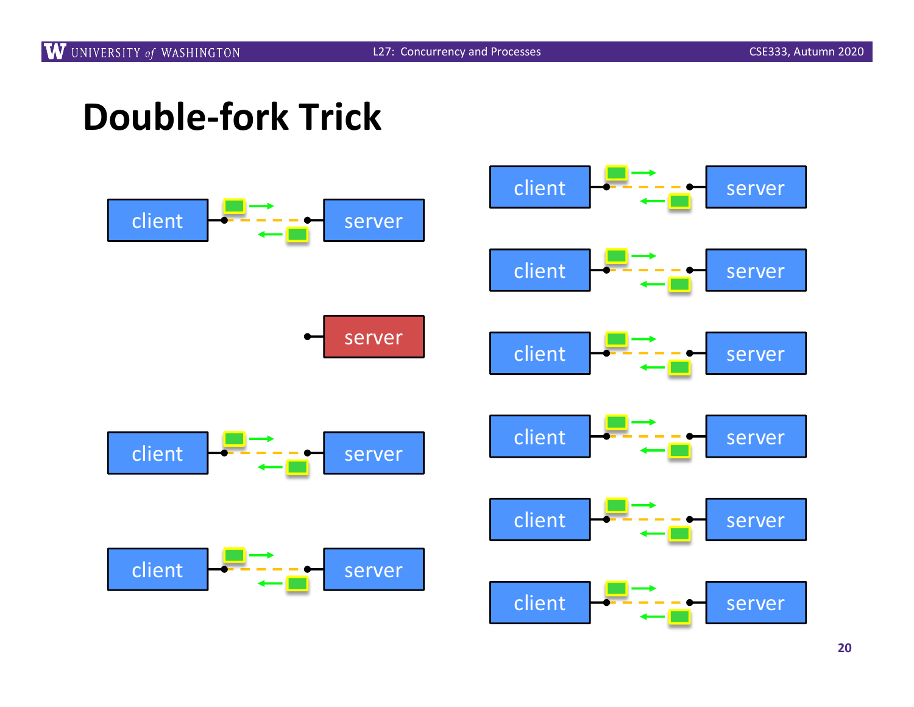# Double-fork Trick

client

server

server

client

server

client

server

client

server

client

server

client

server

client

server

client

server

client

server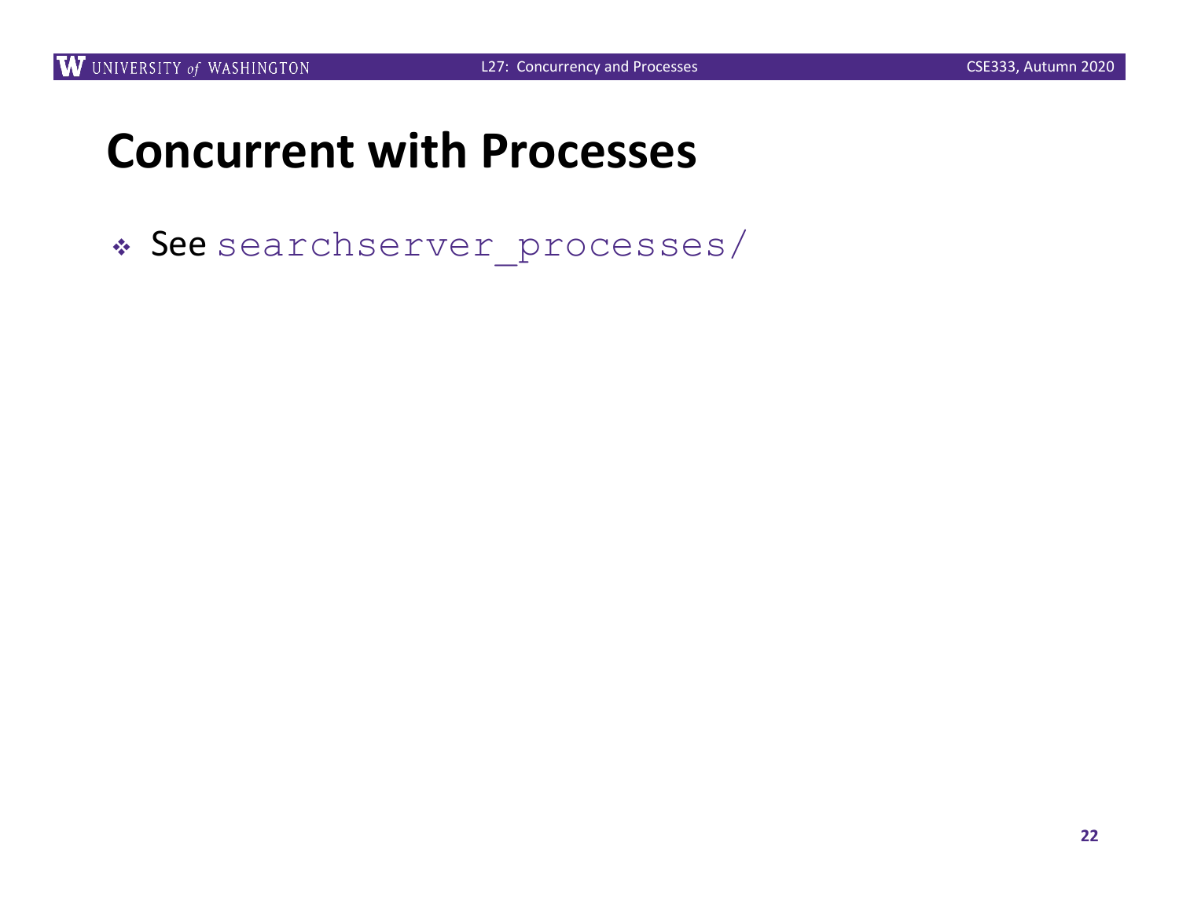# Concurrent with Processes

- See `searchserver_processes/`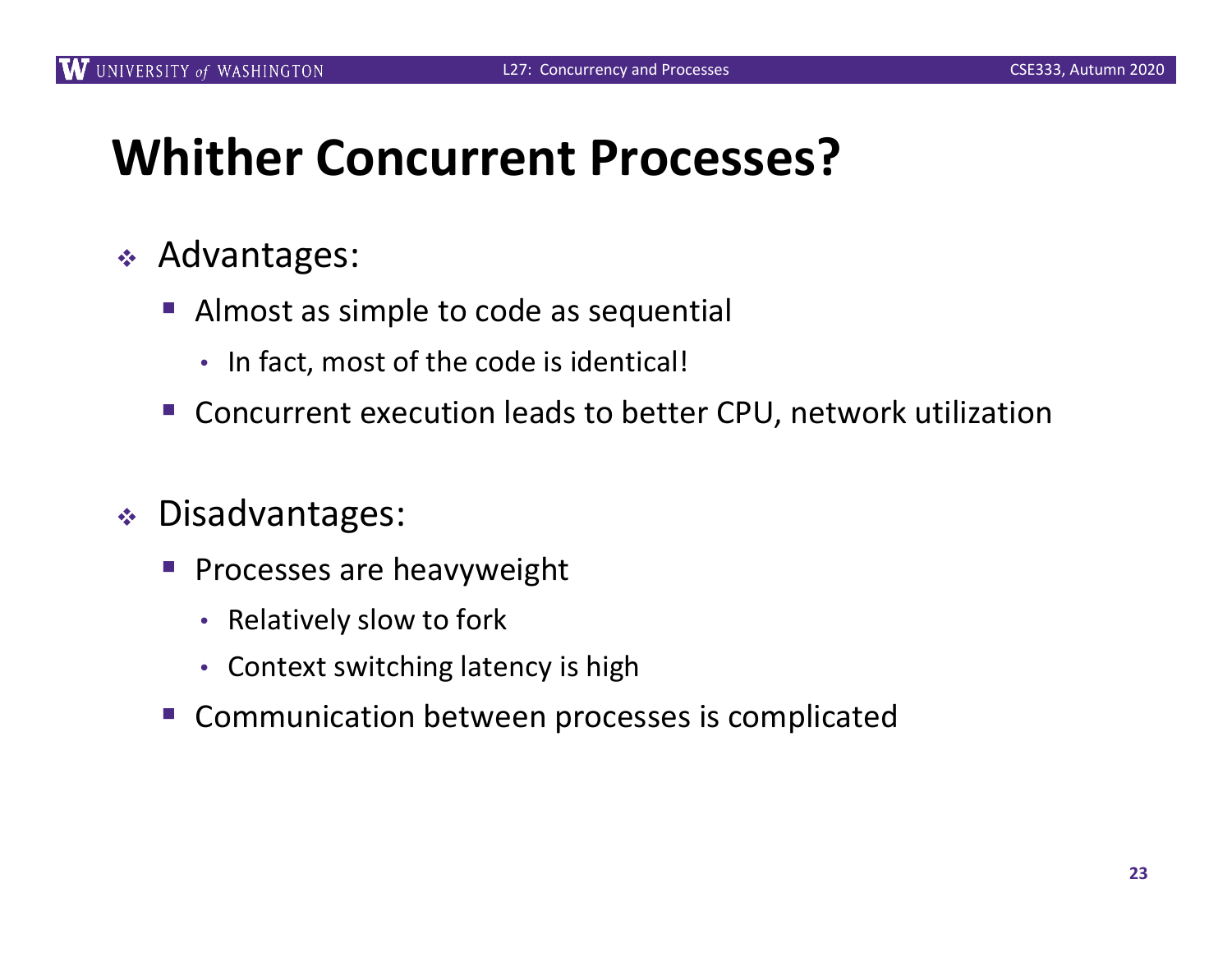# Whither Concurrent Processes?

- Advantages:
  - Almost as simple to code as sequential
    - In fact, most of the code is identical!
  - Concurrent execution leads to better CPU, network utilization

- Disadvantages:
  - Processes are heavyweight
    - Relatively slow to fork
    - Context switching latency is high
  - Communication between processes is complicated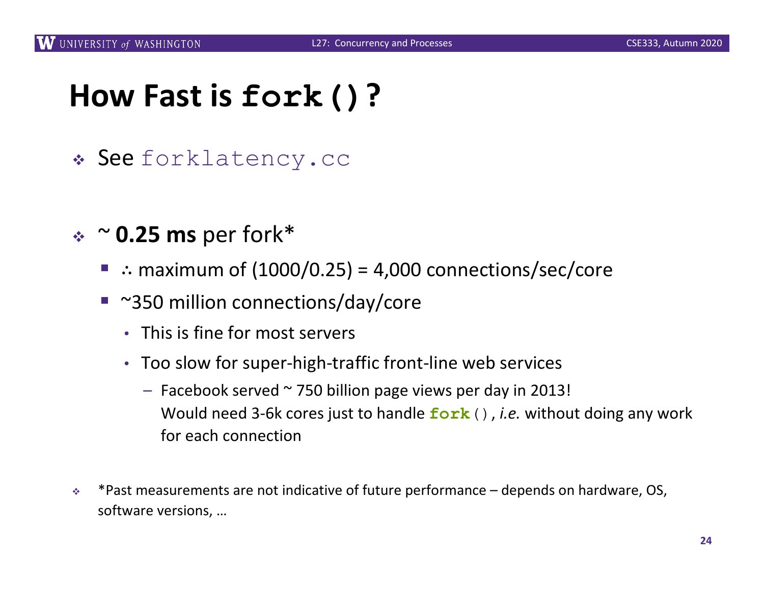# How Fast is `fork()`?

- See `forklatency.cc`

- ~ **0.25 ms** per fork*
  - ∴ maximum of (1000/0.25) = 4,000 connections/sec/core
  - ~350 million connections/day/core
    - This is fine for most servers
    - Too slow for super-high-traffic front-line web services
      - Facebook served ~ 750 billion page views per day in 2013! Would need 3-6k cores just to handle **`fork`**`()`, *i.e.* without doing any work for each connection

- *Past measurements are not indicative of future performance – depends on hardware, OS, software versions, …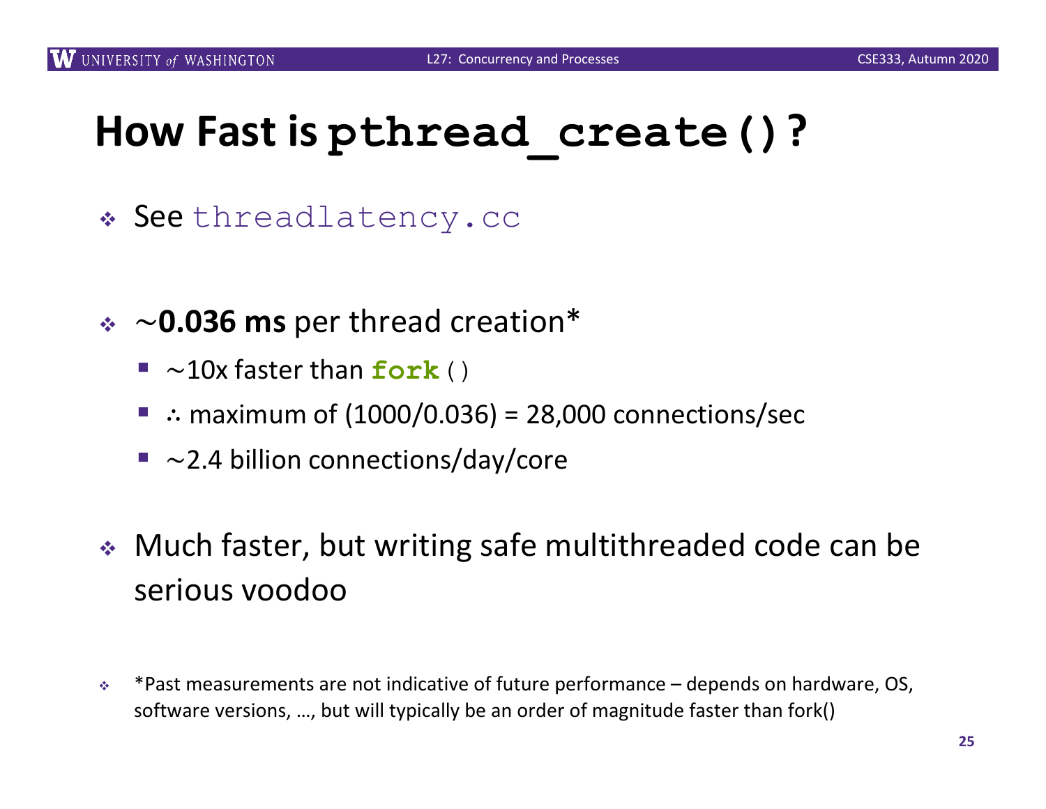# How Fast is `pthread_create()`?

- See `threadlatency.cc`

- ~**0.036 ms** per thread creation*
  - ~10x faster than **`fork()`**
  - ∴ maximum of (1000/0.036) = 28,000 connections/sec
  - ~2.4 billion connections/day/core

- Much faster, but writing safe multithreaded code can be serious voodoo

- *Past measurements are not indicative of future performance – depends on hardware, OS, software versions, …, but will typically be an order of magnitude faster than fork()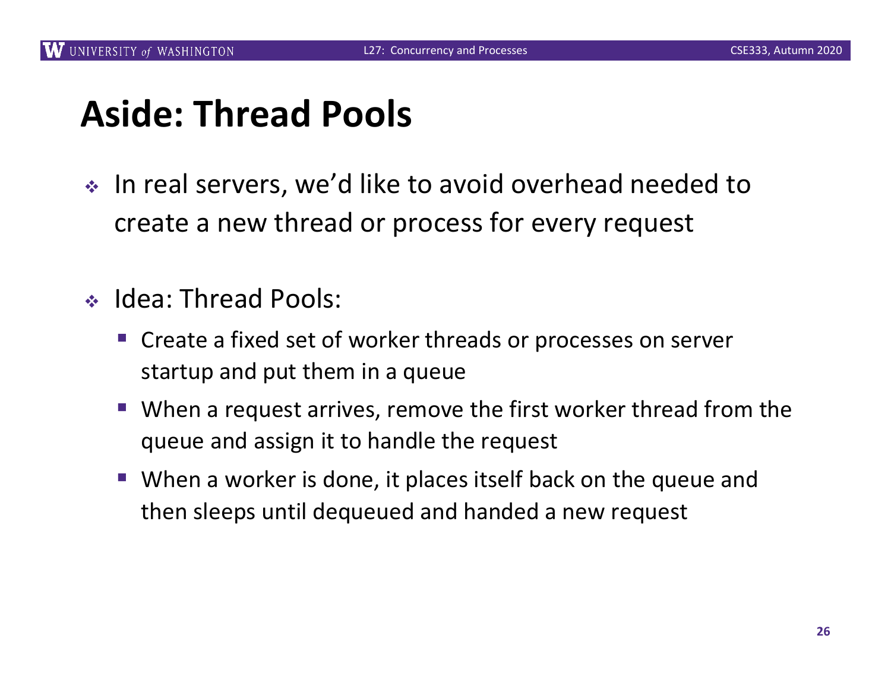# Aside: Thread Pools

- In real servers, we'd like to avoid overhead needed to create a new thread or process for every request

- Idea: Thread Pools:
  - Create a fixed set of worker threads or processes on server startup and put them in a queue
  - When a request arrives, remove the first worker thread from the queue and assign it to handle the request
  - When a worker is done, it places itself back on the queue and then sleeps until dequeued and handed a new request